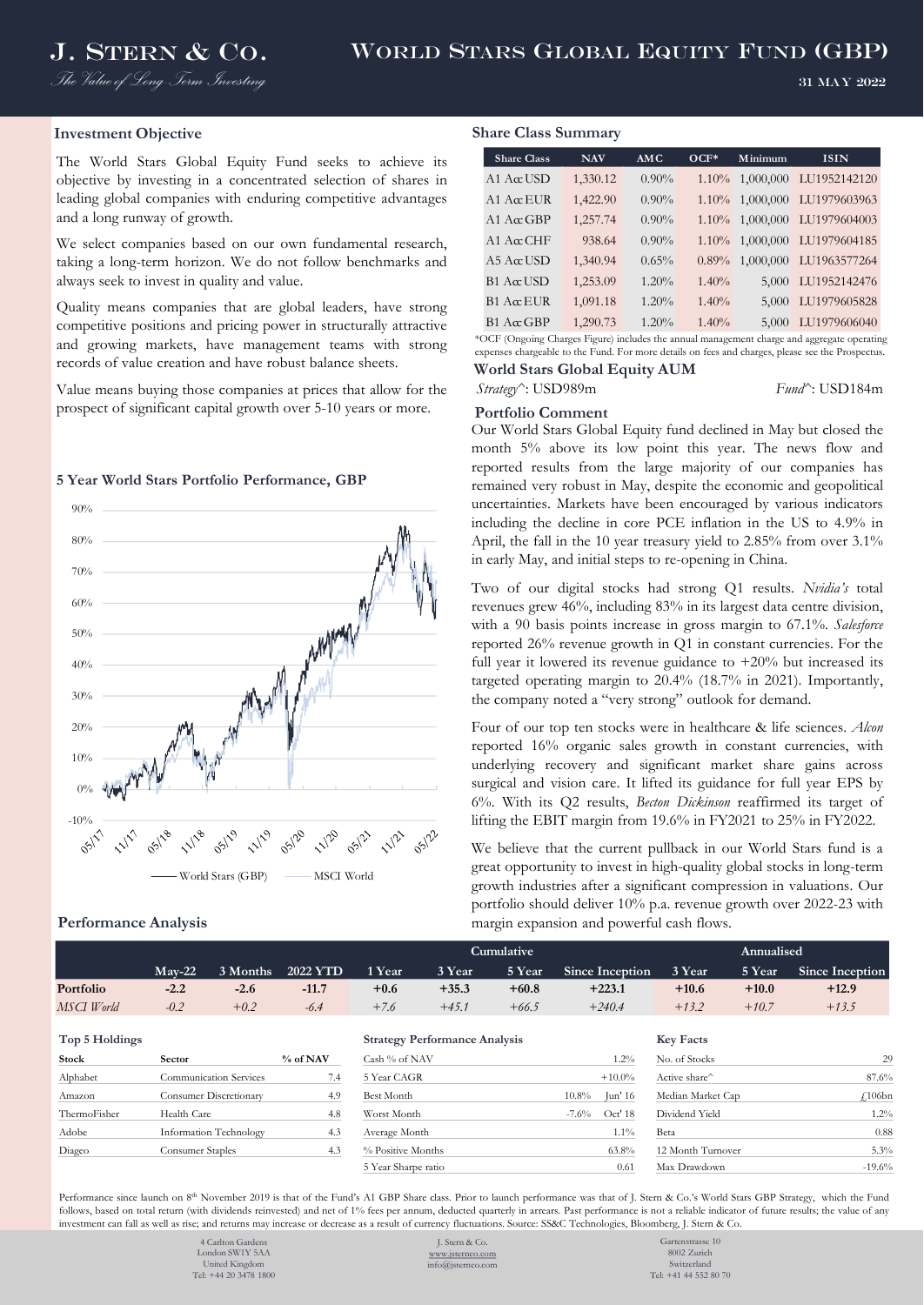# J. Stern & Co.

*The Value of Long Term Investing*

# World Stars Global Equity Fund (GBP)

31 MAY 2022

## Investment Objective

The World Stars Global Equity Fund seeks to achieve its objective by investing in a concentrated selection of shares in leading global companies with enduring competitive advantages and a long runway of growth.

We select companies based on our own fundamental research, taking a long-term horizon. We do not follow benchmarks and always seek to invest in quality and value.

Quality means companies that are global leaders, have strong competitive positions and pricing power in structurally attractive and growing markets, have management teams with strong records of value creation and have robust balance sheets.

Value means buying those companies at prices that allow for the prospect of significant capital growth over 5-10 years or more.

## 5 Year World Stars Portfolio Performance, GBP

90%
80%
70%
60%
50%
40%
30%
20%
10%
0%
-10%
05/17 11/17 05/18 11/18 05/19 11/19 05/20 11/20 05/21 11/21 05/22

World Stars (GBP) — MSCI World

## Share Class Summary

| Share Class | NAV | AMC | OCF* | Minimum | ISIN |
|---|---|---|---|---|---|
| A1 Acc USD | 1,330.12 | 0.90% | 1.10% | 1,000,000 | LU1952142120 |
| A1 Acc EUR | 1,422.90 | 0.90% | 1.10% | 1,000,000 | LU1979603963 |
| A1 Acc GBP | 1,257.74 | 0.90% | 1.10% | 1,000,000 | LU1979604003 |
| A1 Acc CHF | 938.64 | 0.90% | 1.10% | 1,000,000 | LU1979604185 |
| A5 Acc USD | 1,340.94 | 0.65% | 0.89% | 1,000,000 | LU1963577264 |
| B1 Acc USD | 1,253.09 | 1.20% | 1.40% | 5,000 | LU1952142476 |
| B1 Acc EUR | 1,091.18 | 1.20% | 1.40% | 5,000 | LU1979605828 |
| B1 Acc GBP | 1,290.73 | 1.20% | 1.40% | 5,000 | LU1979606040 |

*OCF (Ongoing Charges Figure) includes the annual management charge and aggregate operating expenses chargeable to the Fund. For more details on fees and charges, please see the Prospectus.

## World Stars Global Equity AUM

*Strategy*^: USD989m — *Fund*^: USD184m

## Portfolio Comment

Our World Stars Global Equity fund declined in May but closed the month 5% above its low point this year. The news flow and reported results from the large majority of our companies has remained very robust in May, despite the economic and geopolitical uncertainties. Markets have been encouraged by various indicators including the decline in core PCE inflation in the US to 4.9% in April, the fall in the 10 year treasury yield to 2.85% from over 3.1% in early May, and initial steps to re-opening in China.

Two of our digital stocks had strong Q1 results. *Nvidia's* total revenues grew 46%, including 83% in its largest data centre division, with a 90 basis points increase in gross margin to 67.1%. *Salesforce* reported 26% revenue growth in Q1 in constant currencies. For the full year it lowered its revenue guidance to +20% but increased its targeted operating margin to 20.4% (18.7% in 2021). Importantly, the company noted a "very strong" outlook for demand.

Four of our top ten stocks were in healthcare & life sciences. *Alcon* reported 16% organic sales growth in constant currencies, with underlying recovery and significant market share gains across surgical and vision care. It lifted its guidance for full year EPS by 6%. With its Q2 results, *Becton Dickinson* reaffirmed its target of lifting the EBIT margin from 19.6% in FY2021 to 25% in FY2022.

We believe that the current pullback in our World Stars fund is a great opportunity to invest in high-quality global stocks in long-term growth industries after a significant compression in valuations. Our portfolio should deliver 10% p.a. revenue growth over 2022-23 with margin expansion and powerful cash flows.

## Performance Analysis

| | | | | Cumulative | | | | Annualised | | |
|---|---|---|---|---|---|---|---|---|---|---|
| | May-22 | 3 Months | 2022 YTD | 1 Year | 3 Year | 5 Year | Since Inception | 3 Year | 5 Year | Since Inception |
| **Portfolio** | **-2.2** | **-2.6** | **-11.7** | **+0.6** | **+35.3** | **+60.8** | **+223.1** | **+10.6** | **+10.0** | **+12.9** |
| *MSCI World* | *-0.2* | *+0.2* | *-6.4* | *+7.6* | *+45.1* | *+66.5* | *+240.4* | *+13.2* | *+10.7* | *+13.5* |

### Top 5 Holdings

| Stock | Sector | % of NAV |
|---|---|---|
| Alphabet | Communication Services | 7.4 |
| Amazon | Consumer Discretionary | 4.9 |
| ThermoFisher | Health Care | 4.8 |
| Adobe | Information Technology | 4.3 |
| Diageo | Consumer Staples | 4.3 |

### Strategy Performance Analysis

| | | |
|---|---|---|
| Cash % of NAV | | 1.2% |
| 5 Year CAGR | | +10.0% |
| Best Month | 10.8% | Jun' 16 |
| Worst Month | -7.6% | Oct' 18 |
| Average Month | | 1.1% |
| % Positive Months | | 63.8% |
| 5 Year Sharpe ratio | | 0.61 |

### Key Facts

| | |
|---|---|
| No. of Stocks | 29 |
| Active share^ | 87.6% |
| Median Market Cap | £106bn |
| Dividend Yield | 1.2% |
| Beta | 0.88 |
| 12 Month Turnover | 5.3% |
| Max Drawdown | -19.6% |

Performance since launch on 8th November 2019 is that of the Fund's A1 GBP Share class. Prior to launch performance was that of J. Stern & Co.'s World Stars GBP Strategy, which the Fund follows, based on total return (with dividends reinvested) and net of 1% fees per annum, deducted quarterly in arrears. Past performance is not a reliable indicator of future results; the value of any investment can fall as well as rise; and returns may increase or decrease as a result of currency fluctuations. Source: SS&C Technologies, Bloomberg, J. Stern & Co.

4 Carlton Gardens
London SW1Y 5AA
United Kingdom
Tel: +44 20 3478 1800

J. Stern & Co.
www.jsternco.com
info@jsternco.com

Gartenstrasse 10
8002 Zurich
Switzerland
Tel: +41 44 552 80 70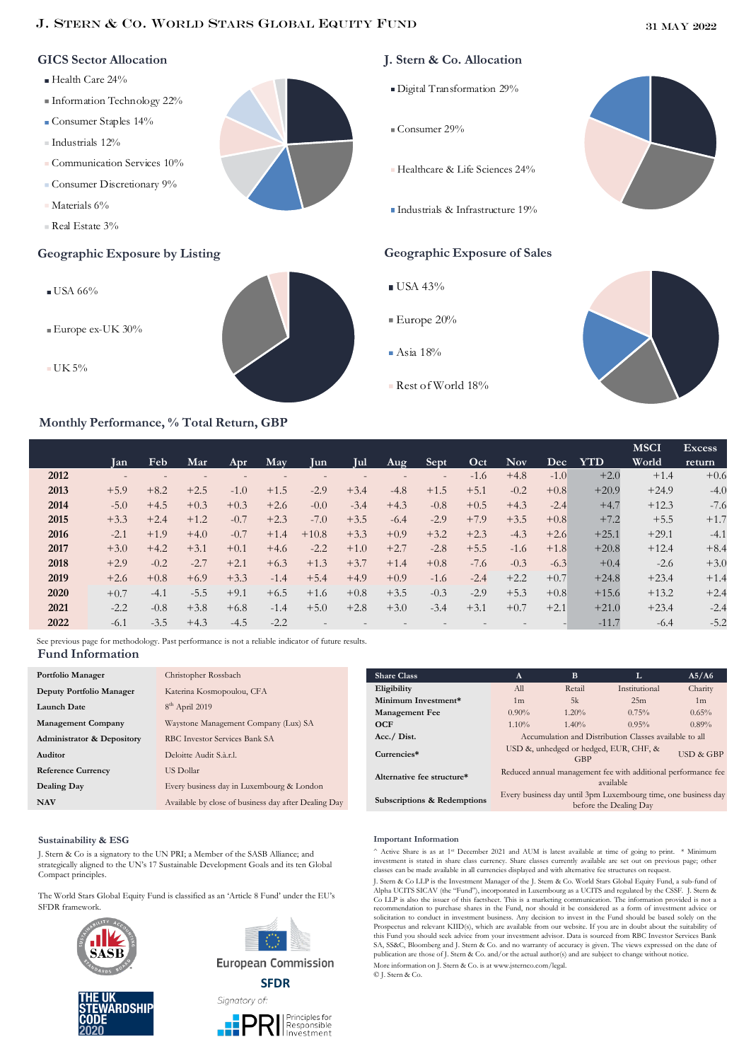# J. Stern & Co. World Stars Global Equity Fund

31 MAY 2022

## GICS Sector Allocation

- Health Care 24%
- Information Technology 22%
- Consumer Staples 14%
- Industrials 12%
- Communication Services 10%
- Consumer Discretionary 9%
- Materials 6%
- Real Estate 3%

## J. Stern & Co. Allocation

- Digital Transformation 29%
- Consumer 29%
- Healthcare & Life Sciences 24%
- Industrials & Infrastructure 19%

## Geographic Exposure by Listing

- USA 66%
- Europe ex-UK 30%
- UK 5%

## Geographic Exposure of Sales

- USA 43%
- Europe 20%
- Asia 18%
- Rest of World 18%

## Monthly Performance, % Total Return, GBP

| | Jan | Feb | Mar | Apr | May | Jun | Jul | Aug | Sept | Oct | Nov | Dec | YTD | MSCI World | Excess return |
|---|---|---|---|---|---|---|---|---|---|---|---|---|---|---|---|
| 2012 | - | - | - | - | - | - | - | - | - | -1.6 | +4.8 | -1.0 | +2.0 | +1.4 | +0.6 |
| 2013 | +5.9 | +8.2 | +2.5 | -1.0 | +1.5 | -2.9 | +3.4 | -4.8 | +1.5 | +5.1 | -0.2 | +0.8 | +20.9 | +24.9 | -4.0 |
| 2014 | -5.0 | +4.5 | +0.3 | +0.3 | +2.6 | -0.0 | -3.4 | +4.3 | -0.8 | +0.5 | +4.3 | -2.4 | +4.7 | +12.3 | -7.6 |
| 2015 | +3.3 | +2.4 | +1.2 | -0.7 | +2.3 | -7.0 | +3.5 | -6.4 | -2.9 | +7.9 | +3.5 | +0.8 | +7.2 | +5.5 | +1.7 |
| 2016 | -2.1 | +1.9 | +4.0 | -0.7 | +1.4 | +10.8 | +3.3 | +0.9 | +3.2 | +2.3 | -4.3 | +2.6 | +25.1 | +29.1 | -4.1 |
| 2017 | +3.0 | +4.2 | +3.1 | +0.1 | +4.6 | -2.2 | +1.0 | +2.7 | -2.8 | +5.5 | -1.6 | +1.8 | +20.8 | +12.4 | +8.4 |
| 2018 | +2.9 | -0.2 | -2.7 | +2.1 | +6.3 | +1.3 | +3.7 | +1.4 | +0.8 | -7.6 | -0.3 | -6.3 | +0.4 | -2.6 | +3.0 |
| 2019 | +2.6 | +0.8 | +6.9 | +3.3 | -1.4 | +5.4 | +4.9 | +0.9 | -1.6 | -2.4 | +2.2 | +0.7 | +24.8 | +23.4 | +1.4 |
| 2020 | +0.7 | -4.1 | -5.5 | +9.1 | +6.5 | +1.6 | +0.8 | +3.5 | -0.3 | -2.9 | +5.3 | +0.8 | +15.6 | +13.2 | +2.4 |
| 2021 | -2.2 | -0.8 | +3.8 | +6.8 | -1.4 | +5.0 | +2.8 | +3.0 | -3.4 | +3.1 | +0.7 | +2.1 | +21.0 | +23.4 | -2.4 |
| 2022 | -6.1 | -3.5 | +4.3 | -4.5 | -2.2 | - | - | - | - | - | - | - | -11.7 | -6.4 | -5.2 |

See previous page for methodology. Past performance is not a reliable indicator of future results.

## Fund Information

| | |
|---|---|
| Portfolio Manager | Christopher Rossbach |
| Deputy Portfolio Manager | Katerina Kosmopoulou, CFA |
| Launch Date | 8th April 2019 |
| Management Company | Waystone Management Company (Lux) SA |
| Administrator & Depository | RBC Investor Services Bank SA |
| Auditor | Deloitte Audit S.à.r.l. |
| Reference Currency | US Dollar |
| Dealing Day | Every business day in Luxembourg & London |
| NAV | Available by close of business day after Dealing Day |

| Share Class | A | B | L | A5/A6 |
|---|---|---|---|---|
| Eligibility | All | Retail | Institutional | Charity |
| Minimum Investment* | 1m | 5k | 25m | 1m |
| Management Fee | 0.90% | 1.20% | 0.75% | 0.65% |
| OCF | 1.10% | 1.40% | 0.95% | 0.89% |
| Acc./ Dist. | Accumulation and Distribution Classes available to all | | | |
| Currencies* | USD &, unhedged or hedged, EUR, CHF, & GBP | | | USD & GBP |
| Alternative fee structure* | Reduced annual management fee with additional performance fee available | | | |
| Subscriptions & Redemptions | Every business day until 3pm Luxembourg time, one business day before the Dealing Day | | | |

### Sustainability & ESG

J. Stern & Co is a signatory to the UN PRI; a Member of the SASB Alliance; and strategically aligned to the UN's 17 Sustainable Development Goals and its ten Global Compact principles.

The World Stars Global Equity Fund is classified as an 'Article 8 Fund' under the EU's SFDR framework.

SASB

European Commission SFDR

Signatory of: PRI Principles for Responsible Investment

THE UK STEWARDSHIP CODE 2020

### Important Information

^ Active Share is as at 1st December 2021 and AUM is latest available at time of going to print. * Minimum investment is stated in share class currency. Share classes currently available are set out on previous page; other classes can be made available in all currencies displayed and with alternative fee structures on request.

J. Stern & Co LLP is the Investment Manager of the J. Stern & Co. World Stars Global Equity Fund, a sub-fund of Alpha UCITS SICAV (the "Fund"), incorporated in Luxembourg as a UCITS and regulated by the CSSF. J. Stern & Co LLP is also the issuer of this factsheet. This is a marketing communication. The information provided is not a recommendation to purchase shares in the Fund, nor should it be considered as a form of investment advice or solicitation to conduct in investment business. Any decision to invest in the Fund should be based solely on the Prospectus and relevant KIID(s), which are available from our website. If you are in doubt about the suitability of this Fund you should seek advice from your investment advisor. Data is sourced from RBC Investor Services Bank SA, SS&C, Bloomberg and J. Stern & Co. and no warranty of accuracy is given. The views expressed on the date of publication are those of J. Stern & Co. and/or the actual author(s) and are subject to change without notice.

More information on J. Stern & Co. is at www.jsternco.com/legal.

© J. Stern & Co.